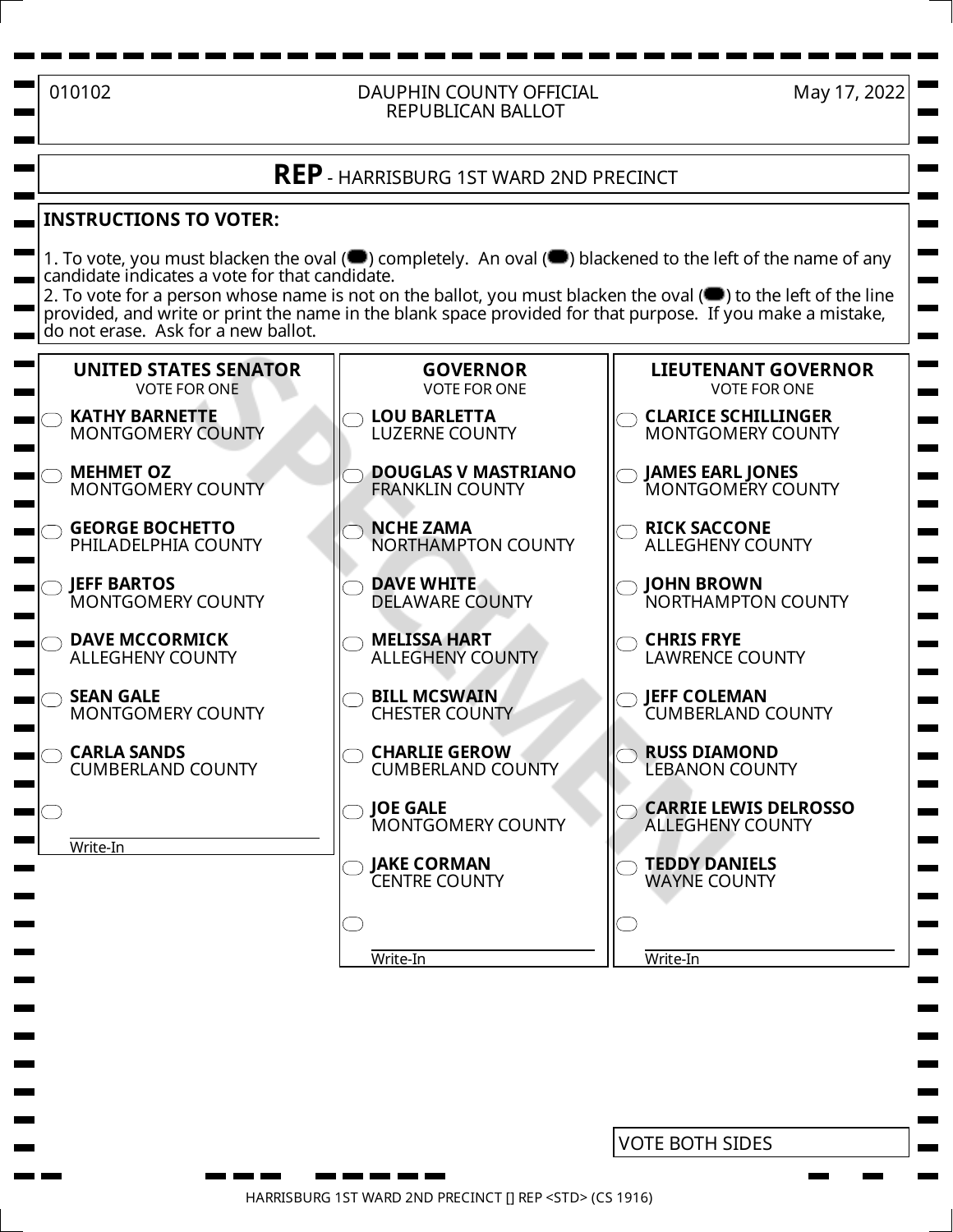010102

DAUPHIN COUNTY OFFICIAL
REPUBLICAN BALLOT

May 17, 2022

# REP - HARRISBURG 1ST WARD 2ND PRECINCT

**INSTRUCTIONS TO VOTER:**

1. To vote, you must blacken the oval (⬬) completely. An oval (⬬) blackened to the left of the name of any candidate indicates a vote for that candidate.
2. To vote for a person whose name is not on the ballot, you must blacken the oval (⬬) to the left of the line provided, and write or print the name in the blank space provided for that purpose. If you make a mistake, do not erase. Ask for a new ballot.

## UNITED STATES SENATOR
VOTE FOR ONE

- **KATHY BARNETTE** MONTGOMERY COUNTY
- **MEHMET OZ** MONTGOMERY COUNTY
- **GEORGE BOCHETTO** PHILADELPHIA COUNTY
- **JEFF BARTOS** MONTGOMERY COUNTY
- **DAVE MCCORMICK** ALLEGHENY COUNTY
- **SEAN GALE** MONTGOMERY COUNTY
- **CARLA SANDS** CUMBERLAND COUNTY
- Write-In

## GOVERNOR
VOTE FOR ONE

- **LOU BARLETTA** LUZERNE COUNTY
- **DOUGLAS V MASTRIANO** FRANKLIN COUNTY
- **NCHE ZAMA** NORTHAMPTON COUNTY
- **DAVE WHITE** DELAWARE COUNTY
- **MELISSA HART** ALLEGHENY COUNTY
- **BILL MCSWAIN** CHESTER COUNTY
- **CHARLIE GEROW** CUMBERLAND COUNTY
- **JOE GALE** MONTGOMERY COUNTY
- **JAKE CORMAN** CENTRE COUNTY
- Write-In

## LIEUTENANT GOVERNOR
VOTE FOR ONE

- **CLARICE SCHILLINGER** MONTGOMERY COUNTY
- **JAMES EARL JONES** MONTGOMERY COUNTY
- **RICK SACCONE** ALLEGHENY COUNTY
- **JOHN BROWN** NORTHAMPTON COUNTY
- **CHRIS FRYE** LAWRENCE COUNTY
- **JEFF COLEMAN** CUMBERLAND COUNTY
- **RUSS DIAMOND** LEBANON COUNTY
- **CARRIE LEWIS DELROSSO** ALLEGHENY COUNTY
- **TEDDY DANIELS** WAYNE COUNTY
- Write-In

VOTE BOTH SIDES

HARRISBURG 1ST WARD 2ND PRECINCT [] REP <STD> (CS 1916)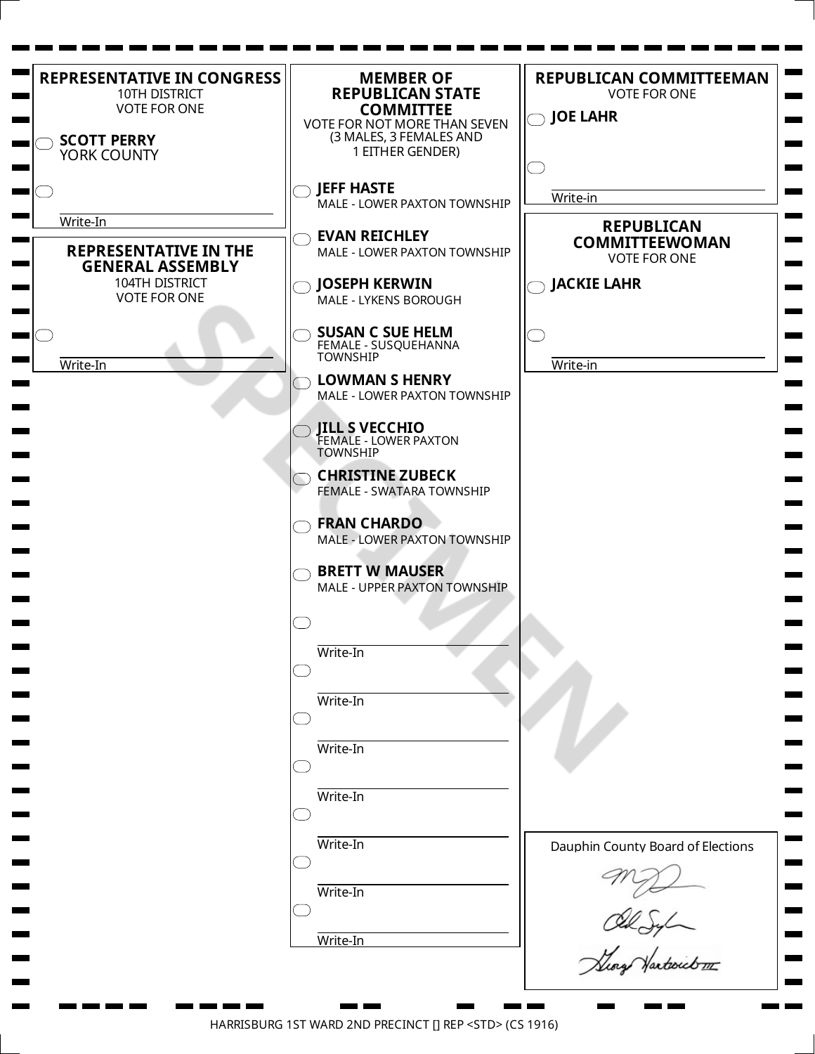## REPRESENTATIVE IN CONGRESS
10TH DISTRICT
VOTE FOR ONE

- SCOTT PERRY
  YORK COUNTY
- Write-In

## REPRESENTATIVE IN THE GENERAL ASSEMBLY
104TH DISTRICT
VOTE FOR ONE

- Write-In

## MEMBER OF REPUBLICAN STATE COMMITTEE
VOTE FOR NOT MORE THAN SEVEN
(3 MALES, 3 FEMALES AND
1 EITHER GENDER)

- JEFF HASTE
  MALE - LOWER PAXTON TOWNSHIP
- EVAN REICHLEY
  MALE - LOWER PAXTON TOWNSHIP
- JOSEPH KERWIN
  MALE - LYKENS BOROUGH
- SUSAN C SUE HELM
  FEMALE - SUSQUEHANNA TOWNSHIP
- LOWMAN S HENRY
  MALE - LOWER PAXTON TOWNSHIP
- JILL S VECCHIO
  FEMALE - LOWER PAXTON TOWNSHIP
- CHRISTINE ZUBECK
  FEMALE - SWATARA TOWNSHIP
- FRAN CHARDO
  MALE - LOWER PAXTON TOWNSHIP
- BRETT W MAUSER
  MALE - UPPER PAXTON TOWNSHIP
- Write-In
- Write-In
- Write-In
- Write-In
- Write-In
- Write-In
- Write-In

## REPUBLICAN COMMITTEEMAN
VOTE FOR ONE

- JOE LAHR
- Write-in

## REPUBLICAN COMMITTEEWOMAN
VOTE FOR ONE

- JACKIE LAHR
- Write-in

Dauphin County Board of Elections

SPECIMEN

HARRISBURG 1ST WARD 2ND PRECINCT [] REP <STD> (CS 1916)